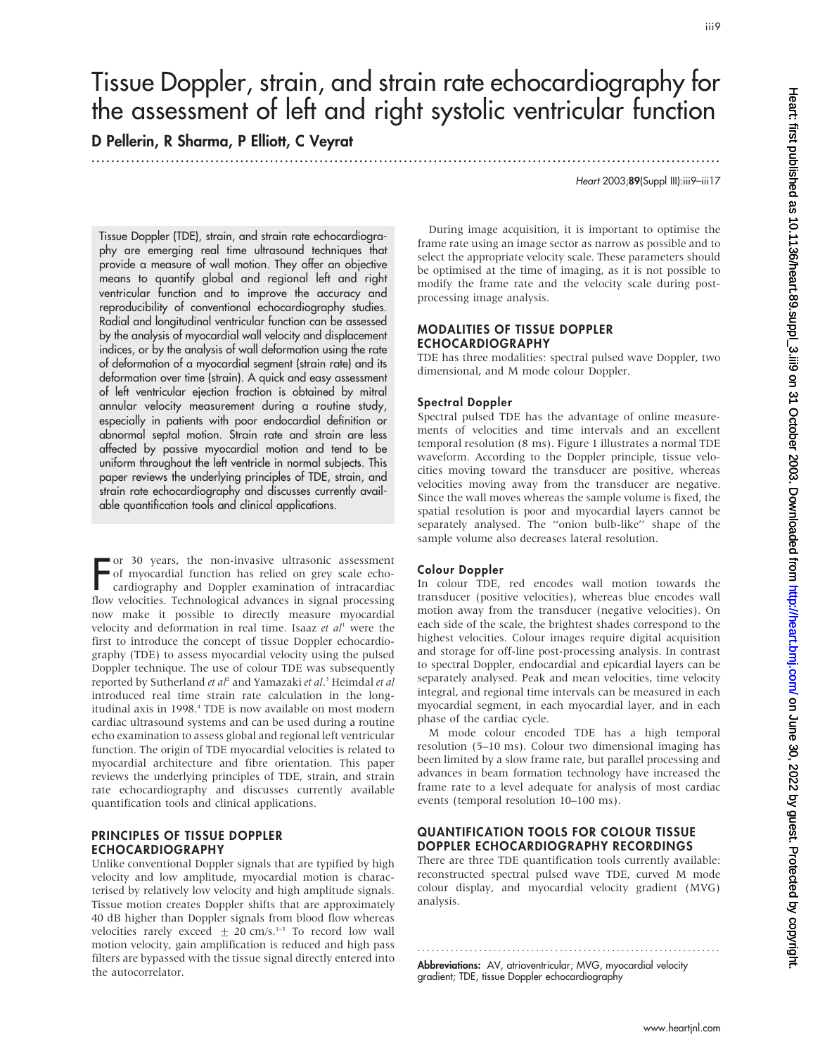# Tissue Doppler, strain, and strain rate echocardiography for the assessment of left and right systolic ventricular function

**D Pellerin, R Sharma, P Elliott, C Veyrat**

Tissue Doppler (TDE), strain, and strain rate echocardiography are emerging real time ultrasound techniques that provide a measure of wall motion. They offer an objective means to quantify global and regional left and right ventricular function and to improve the accuracy and reproducibility of conventional echocardiography studies. Radial and longitudinal ventricular function can be assessed by the analysis of myocardial wall velocity and displacement indices, or by the analysis of wall deformation using the rate of deformation of a myocardial segment (strain rate) and its deformation over time (strain). A quick and easy assessment of left ventricular ejection fraction is obtained by mitral annular velocity measurement during a routine study, especially in patients with poor endocardial definition or abnormal septal motion. Strain rate and strain are less affected by passive myocardial motion and tend to be uniform throughout the left ventricle in normal subjects. This paper reviews the underlying principles of TDE, strain, and strain rate echocardiography and discusses currently available quantification tools and clinical applications.

For 30 years, the non-invasive ultrasonic assessment of myocardial function has relied on grey scale echocardiography and Doppler examination of intracardiac flow velocities. Technological advances in signal processing now make it possible to directly measure myocardial velocity and deformation in real time. Isaaz *et al*[1] were the first to introduce the concept of tissue Doppler echocardiography (TDE) to assess myocardial velocity using the pulsed Doppler technique. The use of colour TDE was subsequently reported by Sutherland *et al*[2] and Yamazaki *et al*.[3] Heimdal *et al* introduced real time strain rate calculation in the longitudinal axis in 1998.[4] TDE is now available on most modern cardiac ultrasound systems and can be used during a routine echo examination to assess global and regional left ventricular function. The origin of TDE myocardial velocities is related to myocardial architecture and fibre orientation. This paper reviews the underlying principles of TDE, strain, and strain rate echocardiography and discusses currently available quantification tools and clinical applications.

## PRINCIPLES OF TISSUE DOPPLER ECHOCARDIOGRAPHY

Unlike conventional Doppler signals that are typified by high velocity and low amplitude, myocardial motion is characterised by relatively low velocity and high amplitude signals. Tissue motion creates Doppler shifts that are approximately 40 dB higher than Doppler signals from blood flow whereas velocities rarely exceed $\pm$ 20 cm/s.[1–3] To record low wall motion velocity, gain amplification is reduced and high pass filters are bypassed with the tissue signal directly entered into the autocorrelator.

During image acquisition, it is important to optimise the frame rate using an image sector as narrow as possible and to select the appropriate velocity scale. These parameters should be optimised at the time of imaging, as it is not possible to modify the frame rate and the velocity scale during post-processing image analysis.

## MODALITIES OF TISSUE DOPPLER ECHOCARDIOGRAPHY

TDE has three modalities: spectral pulsed wave Doppler, two dimensional, and M mode colour Doppler.

### Spectral Doppler

Spectral pulsed TDE has the advantage of online measurements of velocities and time intervals and an excellent temporal resolution (8 ms). Figure 1 illustrates a normal TDE waveform. According to the Doppler principle, tissue velocities moving toward the transducer are positive, whereas velocities moving away from the transducer are negative. Since the wall moves whereas the sample volume is fixed, the spatial resolution is poor and myocardial layers cannot be separately analysed. The "onion bulb-like" shape of the sample volume also decreases lateral resolution.

### Colour Doppler

In colour TDE, red encodes wall motion towards the transducer (positive velocities), whereas blue encodes wall motion away from the transducer (negative velocities). On each side of the scale, the brightest shades correspond to the highest velocities. Colour images require digital acquisition and storage for off-line post-processing analysis. In contrast to spectral Doppler, endocardial and epicardial layers can be separately analysed. Peak and mean velocities, time velocity integral, and regional time intervals can be measured in each myocardial segment, in each myocardial layer, and in each phase of the cardiac cycle.

M mode colour encoded TDE has a high temporal resolution (5–10 ms). Colour two dimensional imaging has been limited by a slow frame rate, but parallel processing and advances in beam formation technology have increased the frame rate to a level adequate for analysis of most cardiac events (temporal resolution 10–100 ms).

## QUANTIFICATION TOOLS FOR COLOUR TISSUE DOPPLER ECHOCARDIOGRAPHY RECORDINGS

There are three TDE quantification tools currently available: reconstructed spectral pulsed wave TDE, curved M mode colour display, and myocardial velocity gradient (MVG) analysis.

**Abbreviations:** AV, atrioventricular; MVG, myocardial velocity gradient; TDE, tissue Doppler echocardiography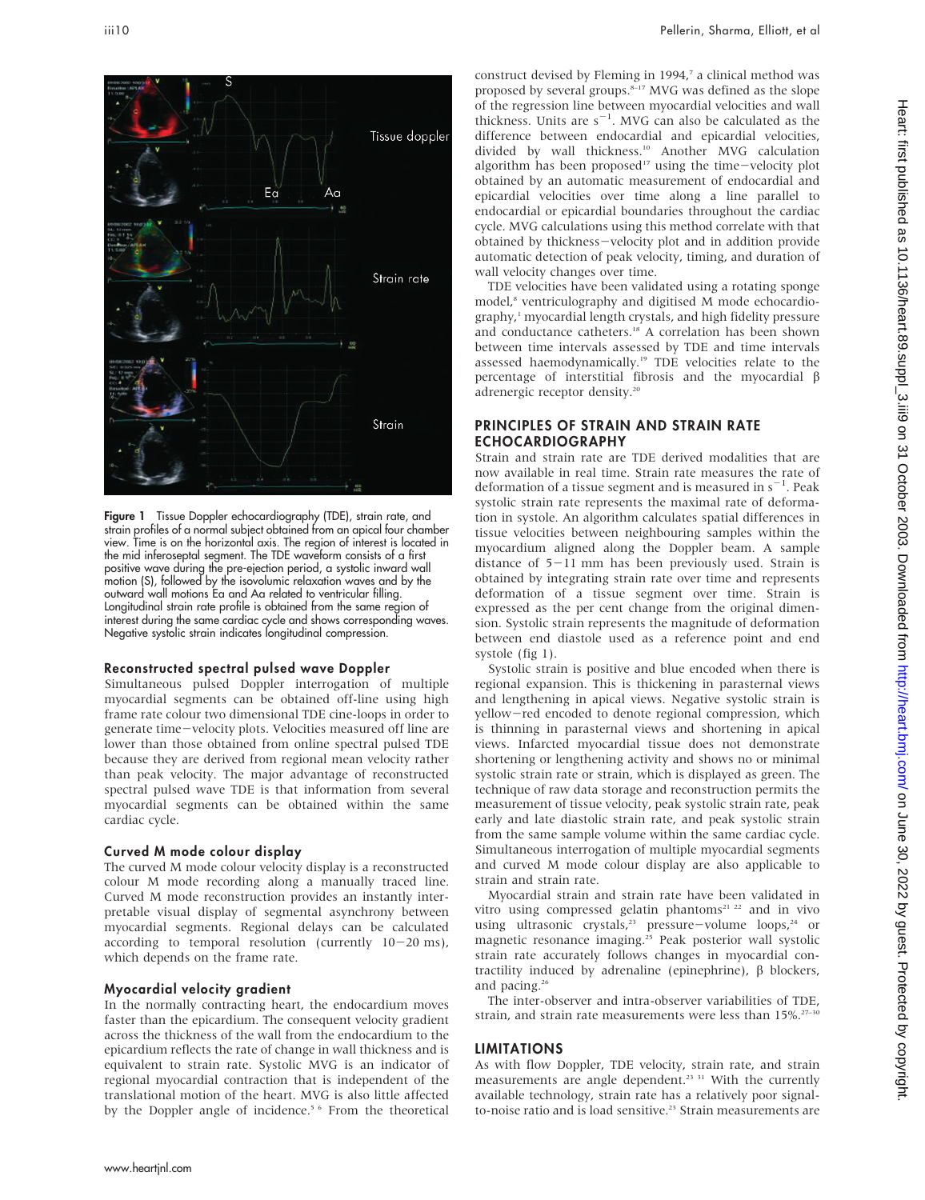Figure 1 Tissue Doppler echocardiography (TDE), strain rate, and strain profiles of a normal subject obtained from an apical four chamber view. Time is on the horizontal axis. The region of interest is located in the mid inferoseptal segment. The TDE waveform consists of a first positive wave during the pre-ejection period, a systolic inward wall motion (S), followed by the isovolumic relaxation waves and by the outward wall motions Ea and Aa related to ventricular filling. Longitudinal strain rate profile is obtained from the same region of interest during the same cardiac cycle and shows corresponding waves. Negative systolic strain indicates longitudinal compression.

### Reconstructed spectral pulsed wave Doppler

Simultaneous pulsed Doppler interrogation of multiple myocardial segments can be obtained off-line using high frame rate colour two dimensional TDE cine-loops in order to generate time−velocity plots. Velocities measured off line are lower than those obtained from online spectral pulsed TDE because they are derived from regional mean velocity rather than peak velocity. The major advantage of reconstructed spectral pulsed wave TDE is that information from several myocardial segments can be obtained within the same cardiac cycle.

### Curved M mode colour display

The curved M mode colour velocity display is a reconstructed colour M mode recording along a manually traced line. Curved M mode reconstruction provides an instantly interpretable visual display of segmental asynchrony between myocardial segments. Regional delays can be calculated according to temporal resolution (currently 10−20 ms), which depends on the frame rate.

### Myocardial velocity gradient

In the normally contracting heart, the endocardium moves faster than the epicardium. The consequent velocity gradient across the thickness of the wall from the endocardium to the epicardium reflects the rate of change in wall thickness and is equivalent to strain rate. Systolic MVG is an indicator of regional myocardial contraction that is independent of the translational motion of the heart. MVG is also little affected by the Doppler angle of incidence.[5 6] From the theoretical construct devised by Fleming in 1994,[7] a clinical method was proposed by several groups.[8–17] MVG was defined as the slope of the regression line between myocardial velocities and wall thickness. Units are $s^{-1}$. MVG can also be calculated as the difference between endocardial and epicardial velocities, divided by wall thickness.[10] Another MVG calculation algorithm has been proposed[17] using the time−velocity plot obtained by an automatic measurement of endocardial and epicardial velocities over time along a line parallel to endocardial or epicardial boundaries throughout the cardiac cycle. MVG calculations using this method correlate with that obtained by thickness−velocity plot and in addition provide automatic detection of peak velocity, timing, and duration of wall velocity changes over time.

TDE velocities have been validated using a rotating sponge model,[8] ventriculography and digitised M mode echocardiography,[1] myocardial length crystals, and high fidelity pressure and conductance catheters.[18] A correlation has been shown between time intervals assessed by TDE and time intervals assessed haemodynamically.[19] TDE velocities relate to the percentage of interstitial fibrosis and the myocardial β adrenergic receptor density.[20]

## PRINCIPLES OF STRAIN AND STRAIN RATE ECHOCARDIOGRAPHY

Strain and strain rate are TDE derived modalities that are now available in real time. Strain rate measures the rate of deformation of a tissue segment and is measured in $s^{-1}$. Peak systolic strain rate represents the maximal rate of deformation in systole. An algorithm calculates spatial differences in tissue velocities between neighbouring samples within the myocardium aligned along the Doppler beam. A sample distance of 5−11 mm has been previously used. Strain is obtained by integrating strain rate over time and represents deformation of a tissue segment over time. Strain is expressed as the per cent change from the original dimension. Systolic strain represents the magnitude of deformation between end diastole used as a reference point and end systole (fig 1).

Systolic strain is positive and blue encoded when there is regional expansion. This is thickening in parasternal views and lengthening in apical views. Negative systolic strain is yellow−red encoded to denote regional compression, which is thinning in parasternal views and shortening in apical views. Infarcted myocardial tissue does not demonstrate shortening or lengthening activity and shows no or minimal systolic strain rate or strain, which is displayed as green. The technique of raw data storage and reconstruction permits the measurement of tissue velocity, peak systolic strain rate, peak early and late diastolic strain rate, and peak systolic strain from the same sample volume within the same cardiac cycle. Simultaneous interrogation of multiple myocardial segments and curved M mode colour display are also applicable to strain and strain rate.

Myocardial strain and strain rate have been validated in vitro using compressed gelatin phantoms[21 22] and in vivo using ultrasonic crystals,[23] pressure−volume loops,[24] or magnetic resonance imaging.[25] Peak posterior wall systolic strain rate accurately follows changes in myocardial contractility induced by adrenaline (epinephrine), β blockers, and pacing.[26]

The inter-observer and intra-observer variabilities of TDE, strain, and strain rate measurements were less than 15%.[27–30]

## LIMITATIONS

As with flow Doppler, TDE velocity, strain rate, and strain measurements are angle dependent.[23 31] With the currently available technology, strain rate has a relatively poor signal-to-noise ratio and is load sensitive.[23] Strain measurements are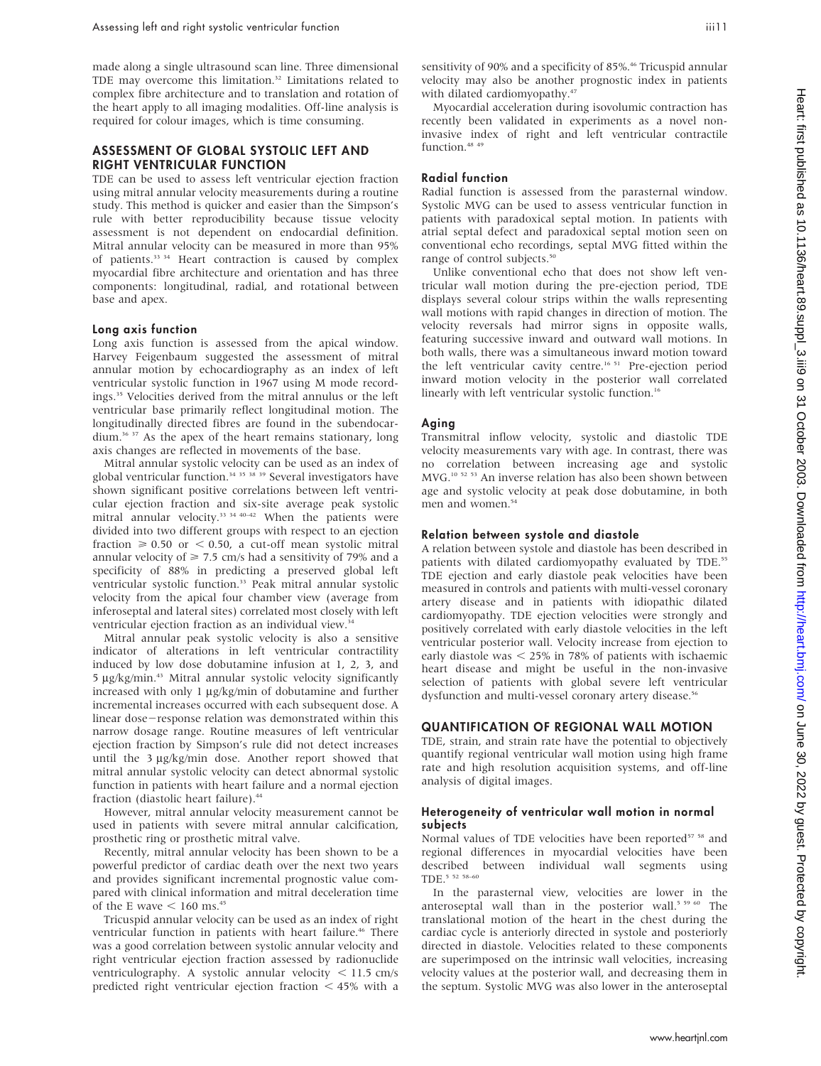made along a single ultrasound scan line. Three dimensional TDE may overcome this limitation.[32] Limitations related to complex fibre architecture and to translation and rotation of the heart apply to all imaging modalities. Off-line analysis is required for colour images, which is time consuming.

## ASSESSMENT OF GLOBAL SYSTOLIC LEFT AND RIGHT VENTRICULAR FUNCTION

TDE can be used to assess left ventricular ejection fraction using mitral annular velocity measurements during a routine study. This method is quicker and easier than the Simpson's rule with better reproducibility because tissue velocity assessment is not dependent on endocardial definition. Mitral annular velocity can be measured in more than 95% of patients.[33 34] Heart contraction is caused by complex myocardial fibre architecture and orientation and has three components: longitudinal, radial, and rotational between base and apex.

### Long axis function

Long axis function is assessed from the apical window. Harvey Feigenbaum suggested the assessment of mitral annular motion by echocardiography as an index of left ventricular systolic function in 1967 using M mode recordings.[35] Velocities derived from the mitral annulus or the left ventricular base primarily reflect longitudinal motion. The longitudinally directed fibres are found in the subendocardium.[36 37] As the apex of the heart remains stationary, long axis changes are reflected in movements of the base.

Mitral annular systolic velocity can be used as an index of global ventricular function.[34 35 38 39] Several investigators have shown significant positive correlations between left ventricular ejection fraction and six-site average peak systolic mitral annular velocity.[33 34 40–42] When the patients were divided into two different groups with respect to an ejection fraction $\geqslant 0.50$ or $< 0.50$, a cut-off mean systolic mitral annular velocity of $\geqslant 7.5$ cm/s had a sensitivity of 79% and a specificity of 88% in predicting a preserved global left ventricular systolic function.[33] Peak mitral annular systolic velocity from the apical four chamber view (average from inferoseptal and lateral sites) correlated most closely with left ventricular ejection fraction as an individual view.[34]

Mitral annular peak systolic velocity is also a sensitive indicator of alterations in left ventricular contractility induced by low dose dobutamine infusion at 1, 2, 3, and 5 μg/kg/min.[43] Mitral annular systolic velocity significantly increased with only 1 μg/kg/min of dobutamine and further incremental increases occurred with each subsequent dose. A linear dose−response relation was demonstrated within this narrow dosage range. Routine measures of left ventricular ejection fraction by Simpson's rule did not detect increases until the 3 μg/kg/min dose. Another report showed that mitral annular systolic velocity can detect abnormal systolic function in patients with heart failure and a normal ejection fraction (diastolic heart failure).[44]

However, mitral annular velocity measurement cannot be used in patients with severe mitral annular calcification, prosthetic ring or prosthetic mitral valve.

Recently, mitral annular velocity has been shown to be a powerful predictor of cardiac death over the next two years and provides significant incremental prognostic value compared with clinical information and mitral deceleration time of the E wave $< 160$ ms.[45]

Tricuspid annular velocity can be used as an index of right ventricular function in patients with heart failure.[46] There was a good correlation between systolic annular velocity and right ventricular ejection fraction assessed by radionuclide ventriculography. A systolic annular velocity $< 11.5$ cm/s predicted right ventricular ejection fraction $< 45\%$ with a sensitivity of 90% and a specificity of 85%.[46] Tricuspid annular velocity may also be another prognostic index in patients with dilated cardiomyopathy.[47]

Myocardial acceleration during isovolumic contraction has recently been validated in experiments as a novel non-invasive index of right and left ventricular contractile function.[48 49]

### Radial function

Radial function is assessed from the parasternal window. Systolic MVG can be used to assess ventricular function in patients with paradoxical septal motion. In patients with atrial septal defect and paradoxical septal motion seen on conventional echo recordings, septal MVG fitted within the range of control subjects.[50]

Unlike conventional echo that does not show left ventricular wall motion during the pre-ejection period, TDE displays several colour strips within the walls representing wall motions with rapid changes in direction of motion. The velocity reversals had mirror signs in opposite walls, featuring successive inward and outward wall motions. In both walls, there was a simultaneous inward motion toward the left ventricular cavity centre.[16 51] Pre-ejection period inward motion velocity in the posterior wall correlated linearly with left ventricular systolic function.[16]

### Aging

Transmitral inflow velocity, systolic and diastolic TDE velocity measurements vary with age. In contrast, there was no correlation between increasing age and systolic MVG.[10 52 53] An inverse relation has also been shown between age and systolic velocity at peak dose dobutamine, in both men and women.[54]

### Relation between systole and diastole

A relation between systole and diastole has been described in patients with dilated cardiomyopathy evaluated by TDE.[55] TDE ejection and early diastole peak velocities have been measured in controls and patients with multi-vessel coronary artery disease and in patients with idiopathic dilated cardiomyopathy. TDE ejection velocities were strongly and positively correlated with early diastole velocities in the left ventricular posterior wall. Velocity increase from ejection to early diastole was $< 25\%$ in 78% of patients with ischaemic heart disease and might be useful in the non-invasive selection of patients with global severe left ventricular dysfunction and multi-vessel coronary artery disease.[56]

## QUANTIFICATION OF REGIONAL WALL MOTION

TDE, strain, and strain rate have the potential to objectively quantify regional ventricular wall motion using high frame rate and high resolution acquisition systems, and off-line analysis of digital images.

### Heterogeneity of ventricular wall motion in normal subjects

Normal values of TDE velocities have been reported[57 58] and regional differences in myocardial velocities have been described between individual wall segments using TDE.[5 52 58–60]

In the parasternal view, velocities are lower in the anteroseptal wall than in the posterior wall.[5 59 60] The translational motion of the heart in the chest during the cardiac cycle is anteriorly directed in systole and posteriorly directed in diastole. Velocities related to these components are superimposed on the intrinsic wall velocities, increasing velocity values at the posterior wall, and decreasing them in the septum. Systolic MVG was also lower in the anteroseptal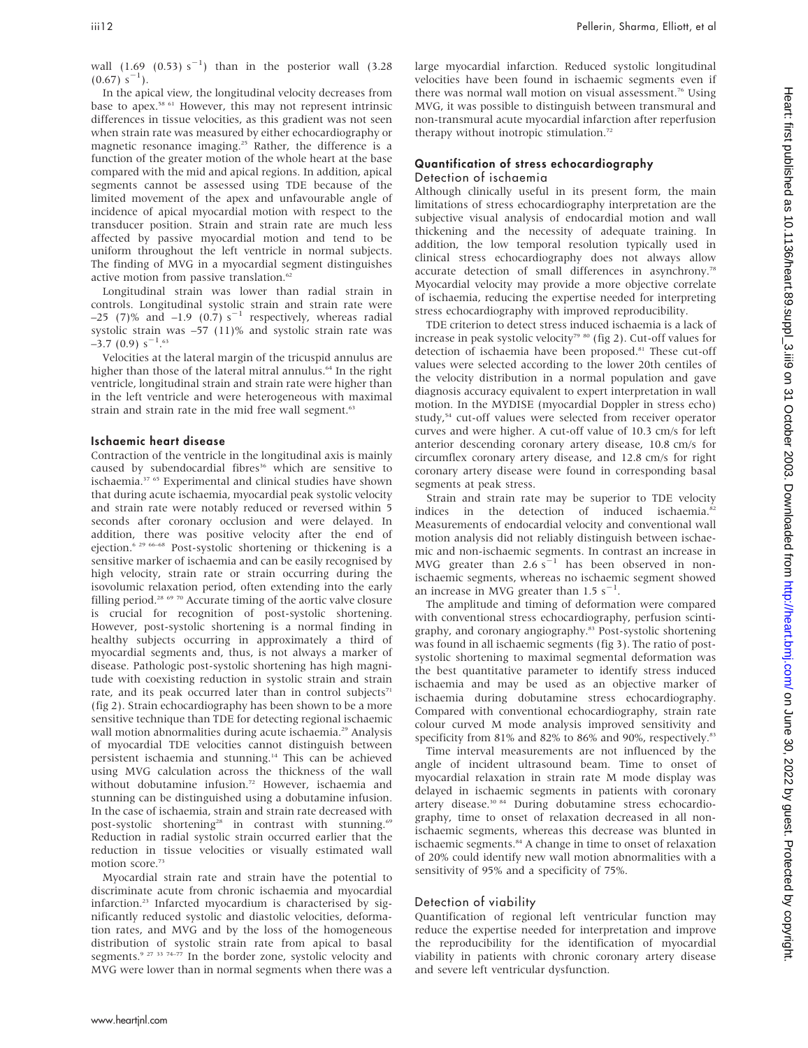wall (1.69 (0.53) $s^{-1}$) than in the posterior wall (3.28 (0.67) $s^{-1}$).

In the apical view, the longitudinal velocity decreases from base to apex.[58 61] However, this may not represent intrinsic differences in tissue velocities, as this gradient was not seen when strain rate was measured by either echocardiography or magnetic resonance imaging.[25] Rather, the difference is a function of the greater motion of the whole heart at the base compared with the mid and apical regions. In addition, apical segments cannot be assessed using TDE because of the limited movement of the apex and unfavourable angle of incidence of apical myocardial motion with respect to the transducer position. Strain and strain rate are much less affected by passive myocardial motion and tend to be uniform throughout the left ventricle in normal subjects. The finding of MVG in a myocardial segment distinguishes active motion from passive translation.[62]

Longitudinal strain was lower than radial strain in controls. Longitudinal systolic strain and strain rate were –25 (7)% and –1.9 (0.7) $s^{-1}$ respectively, whereas radial systolic strain was –57 (11)% and systolic strain rate was –3.7 (0.9) $s^{-1}$.[63]

Velocities at the lateral margin of the tricuspid annulus are higher than those of the lateral mitral annulus.[64] In the right ventricle, longitudinal strain and strain rate were higher than in the left ventricle and were heterogeneous with maximal strain and strain rate in the mid free wall segment.[63]

## Ischaemic heart disease

Contraction of the ventricle in the longitudinal axis is mainly caused by subendocardial fibres[36] which are sensitive to ischaemia.[37 65] Experimental and clinical studies have shown that during acute ischaemia, myocardial peak systolic velocity and strain rate were notably reduced or reversed within 5 seconds after coronary occlusion and were delayed. In addition, there was positive velocity after the end of ejection.[6 29 66–68] Post-systolic shortening or thickening is a sensitive marker of ischaemia and can be easily recognised by high velocity, strain rate or strain occurring during the isovolumic relaxation period, often extending into the early filling period.[28 69 70] Accurate timing of the aortic valve closure is crucial for recognition of post-systolic shortening. However, post-systolic shortening is a normal finding in healthy subjects occurring in approximately a third of myocardial segments and, thus, is not always a marker of disease. Pathologic post-systolic shortening has high magnitude with coexisting reduction in systolic strain and strain rate, and its peak occurred later than in control subjects[71] (fig 2). Strain echocardiography has been shown to be a more sensitive technique than TDE for detecting regional ischaemic wall motion abnormalities during acute ischaemia.[29] Analysis of myocardial TDE velocities cannot distinguish between persistent ischaemia and stunning.[14] This can be achieved using MVG calculation across the thickness of the wall without dobutamine infusion.[72] However, ischaemia and stunning can be distinguished using a dobutamine infusion. In the case of ischaemia, strain and strain rate decreased with post-systolic shortening[28] in contrast with stunning.[69] Reduction in radial systolic strain occurred earlier that the reduction in tissue velocities or visually estimated wall motion score.[73]

Myocardial strain rate and strain have the potential to discriminate acute from chronic ischaemia and myocardial infarction.[23] Infarcted myocardium is characterised by significantly reduced systolic and diastolic velocities, deformation rates, and MVG and by the loss of the homogeneous distribution of systolic strain rate from apical to basal segments.[9 27 33 74–77] In the border zone, systolic velocity and MVG were lower than in normal segments when there was a large myocardial infarction. Reduced systolic longitudinal velocities have been found in ischaemic segments even if there was normal wall motion on visual assessment.[76] Using MVG, it was possible to distinguish between transmural and non-transmural acute myocardial infarction after reperfusion therapy without inotropic stimulation.[72]

## Quantification of stress echocardiography

### Detection of ischaemia

Although clinically useful in its present form, the main limitations of stress echocardiography interpretation are the subjective visual analysis of endocardial motion and wall thickening and the necessity of adequate training. In addition, the low temporal resolution typically used in clinical stress echocardiography does not always allow accurate detection of small differences in asynchrony.[78] Myocardial velocity may provide a more objective correlate of ischaemia, reducing the expertise needed for interpreting stress echocardiography with improved reproducibility.

TDE criterion to detect stress induced ischaemia is a lack of increase in peak systolic velocity[79 80] (fig 2). Cut-off values for detection of ischaemia have been proposed.[81] These cut-off values were selected according to the lower 20th centiles of the velocity distribution in a normal population and gave diagnosis accuracy equivalent to expert interpretation in wall motion. In the MYDISE (myocardial Doppler in stress echo) study,[54] cut-off values were selected from receiver operator curves and were higher. A cut-off value of 10.3 cm/s for left anterior descending coronary artery disease, 10.8 cm/s for circumflex coronary artery disease, and 12.8 cm/s for right coronary artery disease were found in corresponding basal segments at peak stress.

Strain and strain rate may be superior to TDE velocity indices in the detection of induced ischaemia.[82] Measurements of endocardial velocity and conventional wall motion analysis did not reliably distinguish between ischaemic and non-ischaemic segments. In contrast an increase in MVG greater than 2.6 $s^{-1}$ has been observed in non-ischaemic segments, whereas no ischaemic segment showed an increase in MVG greater than 1.5 $s^{-1}$.

The amplitude and timing of deformation were compared with conventional stress echocardiography, perfusion scintigraphy, and coronary angiography.[83] Post-systolic shortening was found in all ischaemic segments (fig 3). The ratio of post-systolic shortening to maximal segmental deformation was the best quantitative parameter to identify stress induced ischaemia and may be used as an objective marker of ischaemia during dobutamine stress echocardiography. Compared with conventional echocardiography, strain rate colour curved M mode analysis improved sensitivity and specificity from 81% and 82% to 86% and 90%, respectively.[83]

Time interval measurements are not influenced by the angle of incident ultrasound beam. Time to onset of myocardial relaxation in strain rate M mode display was delayed in ischaemic segments in patients with coronary artery disease.[30 84] During dobutamine stress echocardiography, time to onset of relaxation decreased in all non-ischaemic segments, whereas this decrease was blunted in ischaemic segments.[84] A change in time to onset of relaxation of 20% could identify new wall motion abnormalities with a sensitivity of 95% and a specificity of 75%.

### Detection of viability

Quantification of regional left ventricular function may reduce the expertise needed for interpretation and improve the reproducibility for the identification of myocardial viability in patients with chronic coronary artery disease and severe left ventricular dysfunction.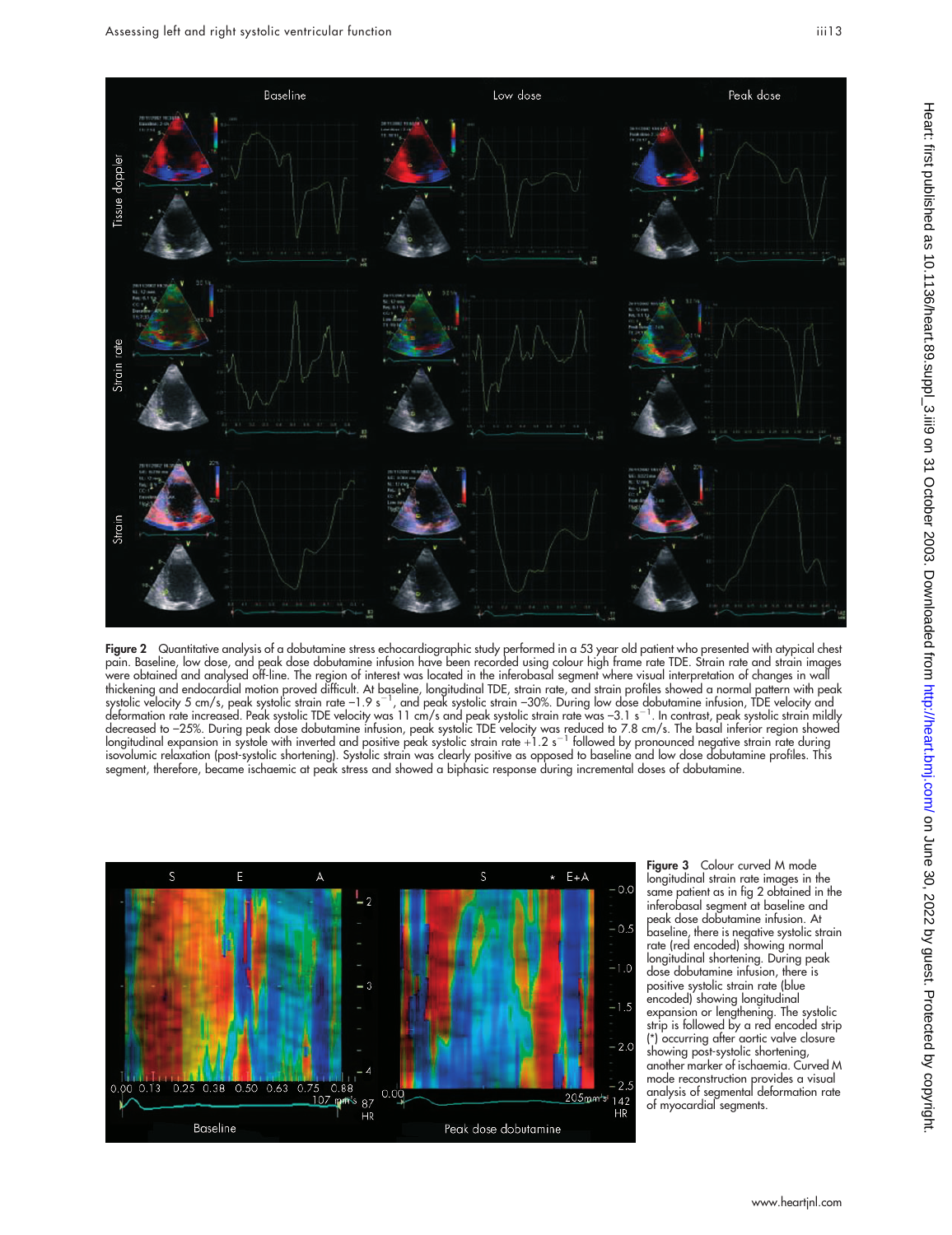**Figure 2** Quantitative analysis of a dobutamine stress echocardiographic study performed in a 53 year old patient who presented with atypical chest pain. Baseline, low dose, and peak dose dobutamine infusion have been recorded using colour high frame rate TDE. Strain rate and strain images were obtained and analysed off-line. The region of interest was located in the inferobasal segment where visual interpretation of changes in wall thickening and endocardial motion proved difficult. At baseline, longitudinal TDE, strain rate, and strain profiles showed a normal pattern with peak systolic velocity 5 cm/s, peak systolic strain rate $-1.9\ s^{-1}$, and peak systolic strain −30%. During low dose dobutamine infusion, TDE velocity and deformation rate increased. Peak systolic TDE velocity was 11 cm/s and peak systolic strain rate was $-3.1\ s^{-1}$. In contrast, peak systolic strain mildly decreased to −25%. During peak dose dobutamine infusion, peak systolic TDE velocity was reduced to 7.8 cm/s. The basal inferior region showed longitudinal expansion in systole with inverted and positive peak systolic strain rate $+1.2\ s^{-1}$ followed by pronounced negative strain rate during isovolumic relaxation (post-systolic shortening). Systolic strain was clearly positive as opposed to baseline and low dose dobutamine profiles. This segment, therefore, became ischaemic at peak stress and showed a biphasic response during incremental doses of dobutamine.

**Figure 3** Colour curved M mode longitudinal strain rate images in the same patient as in fig 2 obtained in the inferobasal segment at baseline and peak dose dobutamine infusion. At baseline, there is negative systolic strain rate (red encoded) showing normal longitudinal shortening. During peak dose dobutamine infusion, there is positive systolic strain rate (blue encoded) showing longitudinal expansion or lengthening. The systolic strip is followed by a red encoded strip (*) occurring after aortic valve closure showing post-systolic shortening, another marker of ischaemia. Curved M mode reconstruction provides a visual analysis of segmental deformation rate of myocardial segments.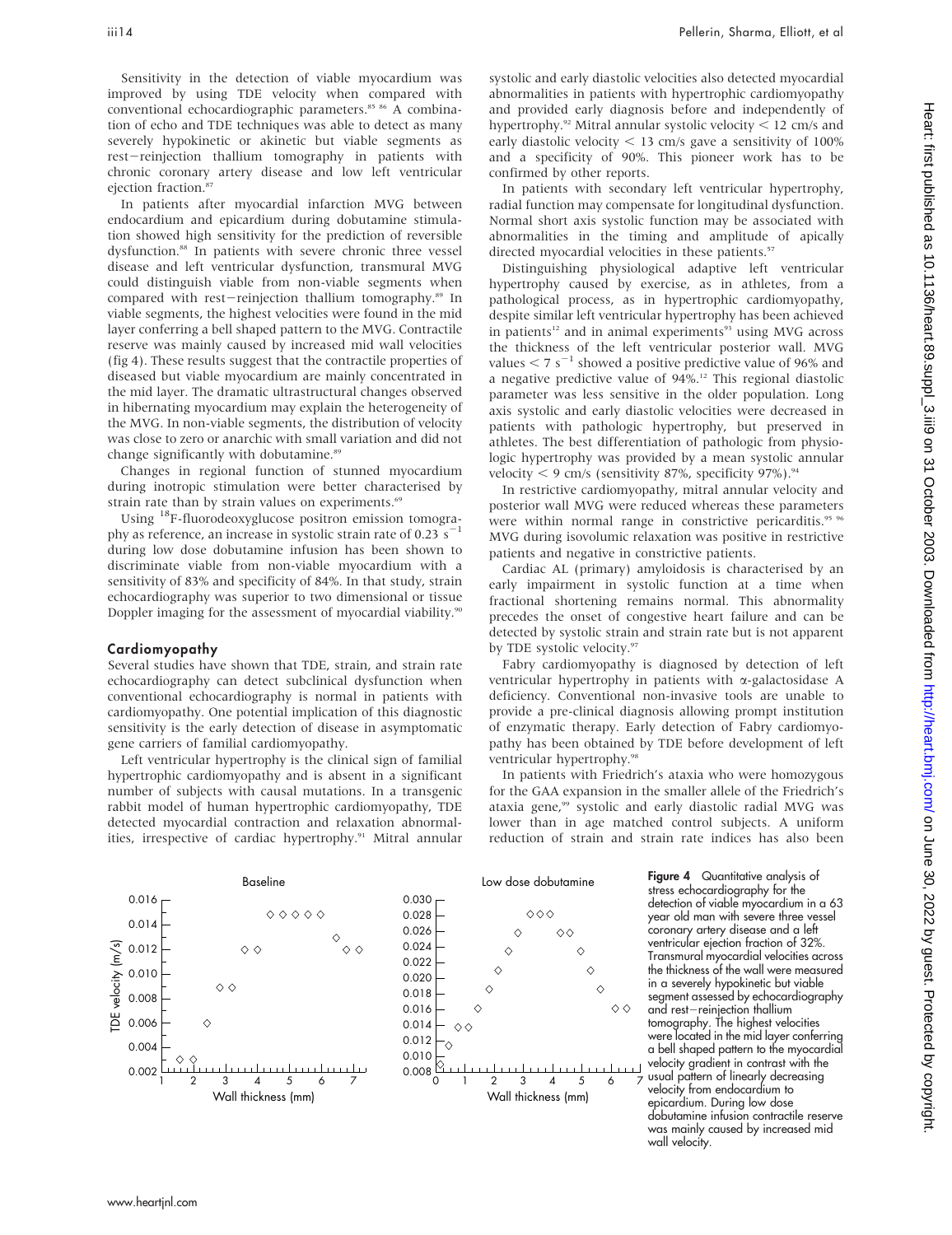Sensitivity in the detection of viable myocardium was improved by using TDE velocity when compared with conventional echocardiographic parameters.[85 86] A combination of echo and TDE techniques was able to detect as many severely hypokinetic or akinetic but viable segments as rest−reinjection thallium tomography in patients with chronic coronary artery disease and low left ventricular ejection fraction.[87]

In patients after myocardial infarction MVG between endocardium and epicardium during dobutamine stimulation showed high sensitivity for the prediction of reversible dysfunction.[88] In patients with severe chronic three vessel disease and left ventricular dysfunction, transmural MVG could distinguish viable from non-viable segments when compared with rest−reinjection thallium tomography.[89] In viable segments, the highest velocities were found in the mid layer conferring a bell shaped pattern to the MVG. Contractile reserve was mainly caused by increased mid wall velocities (fig 4). These results suggest that the contractile properties of diseased but viable myocardium are mainly concentrated in the mid layer. The dramatic ultrastructural changes observed in hibernating myocardium may explain the heterogeneity of the MVG. In non-viable segments, the distribution of velocity was close to zero or anarchic with small variation and did not change significantly with dobutamine.[89]

Changes in regional function of stunned myocardium during inotropic stimulation were better characterised by strain rate than by strain values on experiments.[69]

Using $^{18}$F-fluorodeoxyglucose positron emission tomography as reference, an increase in systolic strain rate of 0.23 $s^{-1}$ during low dose dobutamine infusion has been shown to discriminate viable from non-viable myocardium with a sensitivity of 83% and specificity of 84%. In that study, strain echocardiography was superior to two dimensional or tissue Doppler imaging for the assessment of myocardial viability.[90]

## Cardiomyopathy

Several studies have shown that TDE, strain, and strain rate echocardiography can detect subclinical dysfunction when conventional echocardiography is normal in patients with cardiomyopathy. One potential implication of this diagnostic sensitivity is the early detection of disease in asymptomatic gene carriers of familial cardiomyopathy.

Left ventricular hypertrophy is the clinical sign of familial hypertrophic cardiomyopathy and is absent in a significant number of subjects with causal mutations. In a transgenic rabbit model of human hypertrophic cardiomyopathy, TDE detected myocardial contraction and relaxation abnormalities, irrespective of cardiac hypertrophy.[91] Mitral annular systolic and early diastolic velocities also detected myocardial abnormalities in patients with hypertrophic cardiomyopathy and provided early diagnosis before and independently of hypertrophy.[92] Mitral annular systolic velocity < 12 cm/s and early diastolic velocity < 13 cm/s gave a sensitivity of 100% and a specificity of 90%. This pioneer work has to be confirmed by other reports.

In patients with secondary left ventricular hypertrophy, radial function may compensate for longitudinal dysfunction. Normal short axis systolic function may be associated with abnormalities in the timing and amplitude of apically directed myocardial velocities in these patients.[57]

Distinguishing physiological adaptive left ventricular hypertrophy caused by exercise, as in athletes, from a pathological process, as in hypertrophic cardiomyopathy, despite similar left ventricular hypertrophy has been achieved in patients[12] and in animal experiments[93] using MVG across the thickness of the left ventricular posterior wall. MVG values < 7 $s^{-1}$ showed a positive predictive value of 96% and a negative predictive value of 94%.[12] This regional diastolic parameter was less sensitive in the older population. Long axis systolic and early diastolic velocities were decreased in patients with pathologic hypertrophy, but preserved in athletes. The best differentiation of pathologic from physiologic hypertrophy was provided by a mean systolic annular velocity < 9 cm/s (sensitivity 87%, specificity 97%).[94]

In restrictive cardiomyopathy, mitral annular velocity and posterior wall MVG were reduced whereas these parameters were within normal range in constrictive pericarditis.[95 96] MVG during isovolumic relaxation was positive in restrictive patients and negative in constrictive patients.

Cardiac AL (primary) amyloidosis is characterised by an early impairment in systolic function at a time when fractional shortening remains normal. This abnormality precedes the onset of congestive heart failure and can be detected by systolic strain and strain rate but is not apparent by TDE systolic velocity.[97]

Fabry cardiomyopathy is diagnosed by detection of left ventricular hypertrophy in patients with α-galactosidase A deficiency. Conventional non-invasive tools are unable to provide a pre-clinical diagnosis allowing prompt institution of enzymatic therapy. Early detection of Fabry cardiomyopathy has been obtained by TDE before development of left ventricular hypertrophy.[98]

In patients with Friedrich's ataxia who were homozygous for the GAA expansion in the smaller allele of the Friedrich's ataxia gene,[99] systolic and early diastolic radial MVG was lower than in age matched control subjects. A uniform reduction of strain and strain rate indices has also been

**Figure 4** Quantitative analysis of stress echocardiography for the detection of viable myocardium in a 63 year old man with severe three vessel coronary artery disease and a left ventricular ejection fraction of 32%. Transmural myocardial velocities across the thickness of the wall were measured in a severely hypokinetic but viable segment assessed by echocardiography and rest−reinjection thallium tomography. The highest velocities were located in the mid layer conferring a bell shaped pattern to the myocardial velocity gradient in contrast with the usual pattern of linearly decreasing velocity from endocardium to epicardium. During low dose dobutamine infusion contractile reserve was mainly caused by increased mid wall velocity.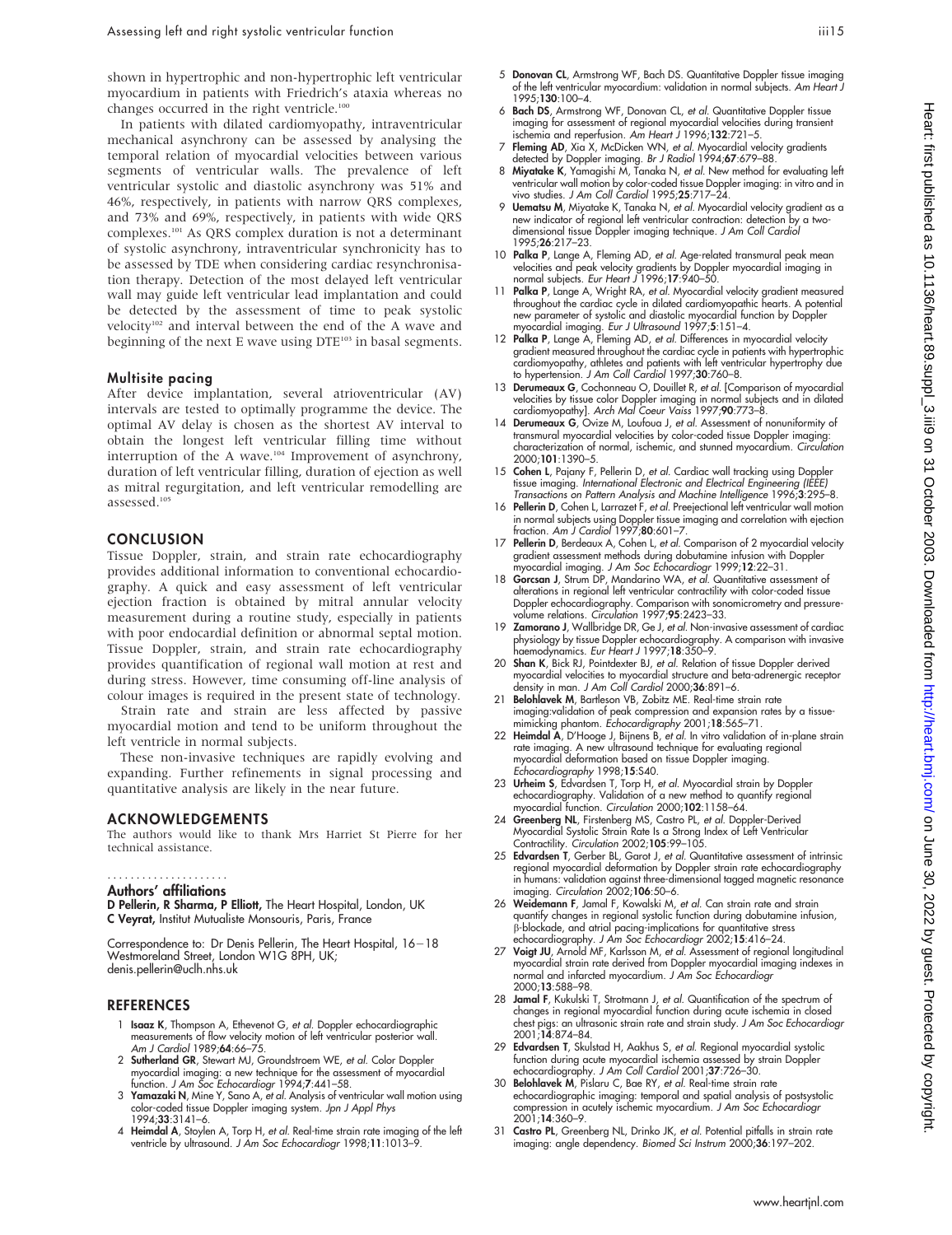shown in hypertrophic and non-hypertrophic left ventricular myocardium in patients with Friedrich's ataxia whereas no changes occurred in the right ventricle.[100]

In patients with dilated cardiomyopathy, intraventricular mechanical asynchrony can be assessed by analysing the temporal relation of myocardial velocities between various segments of ventricular walls. The prevalence of left ventricular systolic and diastolic asynchrony was 51% and 46%, respectively, in patients with narrow QRS complexes, and 73% and 69%, respectively, in patients with wide QRS complexes.[101] As QRS complex duration is not a determinant of systolic asynchrony, intraventricular synchronicity has to be assessed by TDE when considering cardiac resynchronisation therapy. Detection of the most delayed left ventricular wall may guide left ventricular lead implantation and could be detected by the assessment of time to peak systolic velocity[102] and interval between the end of the A wave and beginning of the next E wave using DTE[103] in basal segments.

### Multisite pacing

After device implantation, several atrioventricular (AV) intervals are tested to optimally programme the device. The optimal AV delay is chosen as the shortest AV interval to obtain the longest left ventricular filling time without interruption of the A wave.[104] Improvement of asynchrony, duration of left ventricular filling, duration of ejection as well as mitral regurgitation, and left ventricular remodelling are assessed.[105]

## CONCLUSION

Tissue Doppler, strain, and strain rate echocardiography provides additional information to conventional echocardiography. A quick and easy assessment of left ventricular ejection fraction is obtained by mitral annular velocity measurement during a routine study, especially in patients with poor endocardial definition or abnormal septal motion. Tissue Doppler, strain, and strain rate echocardiography provides quantification of regional wall motion at rest and during stress. However, time consuming off-line analysis of colour images is required in the present state of technology.

Strain rate and strain are less affected by passive myocardial motion and tend to be uniform throughout the left ventricle in normal subjects.

These non-invasive techniques are rapidly evolving and expanding. Further refinements in signal processing and quantitative analysis are likely in the near future.

## ACKNOWLEDGEMENTS

The authors would like to thank Mrs Harriet St Pierre for her technical assistance.

### Authors' affiliations

**D Pellerin, R Sharma, P Elliott,** The Heart Hospital, London, UK
**C Veyrat,** Institut Mutualiste Monsouris, Paris, France

Correspondence to: Dr Denis Pellerin, The Heart Hospital, 16–18 Westmoreland Street, London W1G 8PH, UK; denis.pellerin@uclh.nhs.uk

## REFERENCES

1. **Isaaz K**, Thompson A, Ethevenot G, *et al*. Doppler echocardiographic measurements of flow velocity motion of left ventricular posterior wall. *Am J Cardiol* 1989;**64**:66–75.
2. **Sutherland GR**, Stewart MJ, Groundstroem WE, *et al*. Color Doppler myocardial imaging: a new technique for the assessment of myocardial function. *J Am Soc Echocardiogr* 1994;**7**:441–58.
3. **Yamazaki N**, Mine Y, Sano A, *et al*. Analysis of ventricular wall motion using color-coded tissue Doppler imaging system. *Jpn J Appl Phys* 1994;**33**:3141–6.
4. **Heimdal A**, Stoylen A, Torp H, *et al*. Real-time strain rate imaging of the left ventricle by ultrasound. *J Am Soc Echocardiogr* 1998;**11**:1013–9.
5. **Donovan CL**, Armstrong WF, Bach DS. Quantitative Doppler tissue imaging of the left ventricular myocardium: validation in normal subjects. *Am Heart J* 1995;**130**:100–4.
6. **Bach DS**, Armstrong WF, Donovan CL, *et al*. Quantitative Doppler tissue imaging for assessment of regional myocardial velocities during transient ischemia and reperfusion. *Am Heart J* 1996;**132**:721–5.
7. **Fleming AD**, Xia X, McDicken WN, *et al*. Myocardial velocity gradients detected by Doppler imaging. *Br J Radiol* 1994;**67**:679–88.
8. **Miyatake K**, Yamagishi M, Tanaka N, *et al*. New method for evaluating left ventricular wall motion by color-coded tissue Doppler imaging: in vitro and in vivo studies. *J Am Coll Cardiol* 1995;**25**:717–24.
9. **Uematsu M**, Miyatake K, Tanaka N, *et al*. Myocardial velocity gradient as a new indicator of regional left ventricular contraction: detection by a two-dimensional tissue Doppler imaging technique. *J Am Coll Cardiol* 1995;**26**:217–23.
10. **Palka P**, Lange A, Fleming AD, *et al*. Age-related transmural peak mean velocities and peak velocity gradients by Doppler myocardial imaging in normal subjects. *Eur Heart J* 1996;**17**:940–50.
11. **Palka P**, Lange A, Wright RA, *et al*. Myocardial velocity gradient measured throughout the cardiac cycle in dilated cardiomyopathic hearts. A potential new parameter of systolic and diastolic myocardial function by Doppler myocardial imaging. *Eur J Ultrasound* 1997;**5**:151–4.
12. **Palka P**, Lange A, Fleming AD, *et al*. Differences in myocardial velocity gradient measured throughout the cardiac cycle in patients with hypertrophic cardiomyopathy, athletes and patients with left ventricular hypertrophy due to hypertension. *J Am Coll Cardiol* 1997;**30**:760–8.
13. **Derumeaux G**, Cochonneau O, Douillet R, *et al*. [Comparison of myocardial velocities by tissue color Doppler imaging in normal subjects and in dilated cardiomyopathy]. *Arch Mal Coeur Vaiss* 1997;**90**:773–8.
14. **Derumeaux G**, Ovize M, Loufoua J, *et al*. Assessment of nonuniformity of transmural myocardial velocities by color-coded tissue Doppler imaging: characterization of normal, ischemic, and stunned myocardium. *Circulation* 2000;**101**:1390–5.
15. **Cohen L**, Pajany F, Pellerin D, *et al*. Cardiac wall tracking using Doppler tissue imaging. *International Electronic and Electrical Engineering (IEEE) Transactions on Pattern Analysis and Machine Intelligence* 1996;**3**:295–8.
16. **Pellerin D**, Cohen L, Larrazet F, *et al*. Preejectional left ventricular wall motion in normal subjects using Doppler tissue imaging and correlation with ejection fraction. *Am J Cardiol* 1997;**80**:601–7.
17. **Pellerin D**, Berdeaux A, Cohen L, *et al*. Comparison of 2 myocardial velocity gradient assessment methods during dobutamine infusion with Doppler myocardial imaging. *J Am Soc Echocardiogr* 1999;**12**:22–31.
18. **Gorcsan J**, Strum DP, Mandarino WA, *et al*. Quantitative assessment of alterations in regional left ventricular contractility with color-coded tissue Doppler echocardiography. Comparison with sonomicrometry and pressure-volume relations. *Circulation* 1997;**95**:2423–33.
19. **Zamorano J**, Wallbridge DR, Ge J, *et al*. Non-invasive assessment of cardiac physiology by tissue Doppler echocardiography. A comparison with invasive haemodynamics. *Eur Heart J* 1997;**18**:350–9.
20. **Shan K**, Bick RJ, Pointdexter BJ, *et al*. Relation of tissue Doppler derived myocardial velocities to myocardial structure and beta-adrenergic receptor density in man. *J Am Coll Cardiol* 2000;**36**:891–6.
21. **Belohlavek M**, Bartleson VB, Zobitz ME. Real-time strain rate imaging:validation of peak compression and expansion rates by a tissue-mimicking phantom. *Echocardigraphy* 2001;**18**:565–71.
22. **Heimdal A**, D'Hooge J, Bijnens B, *et al*. In vitro validation of in-plane strain rate imaging. A new ultrasound technique for evaluating regional myocardial deformation based on tissue Doppler imaging. *Echocardiography* 1998;**15**:S40.
23. **Urheim S**, Edvardsen T, Torp H, *et al*. Myocardial strain by Doppler echocardiography. Validation of a new method to quantify regional myocardial function. *Circulation* 2000;**102**:1158–64.
24. **Greenberg NL**, Firstenberg MS, Castro PL, *et al*. Doppler-Derived Myocardial Systolic Strain Rate Is a Strong Index of Left Ventricular Contractility. *Circulation* 2002;**105**:99–105.
25. **Edvardsen T**, Gerber BL, Garot J, *et al*. Quantitative assessment of intrinsic regional myocardial deformation by Doppler strain rate echocardiography in humans: validation against three-dimensional tagged magnetic resonance imaging. *Circulation* 2002;**106**:50–6.
26. **Weidemann F**, Jamal F, Kowalski M, *et al*. Can strain rate and strain quantify changes in regional systolic function during dobutamine infusion, β-blockade, and atrial pacing-implications for quantitative stress echocardiography. *J Am Soc Echocardiogr* 2002;**15**:416–24.
27. **Voigt JU**, Arnold MF, Karlsson M, *et al*. Assessment of regional longitudinal myocardial strain rate derived from Doppler myocardial imaging indexes in normal and infarcted myocardium. *J Am Soc Echocardiogr* 2000;**13**:588–98.
28. **Jamal F**, Kukulski T, Strotmann J, *et al*. Quantification of the spectrum of changes in regional myocardial function during acute ischemia in closed chest pigs: an ultrasonic strain rate and strain study. *J Am Soc Echocardiogr* 2001;**14**:874–84.
29. **Edvardsen T**, Skulstad H, Aakhus S, *et al*. Regional myocardial systolic function during acute myocardial ischemia assessed by strain Doppler echocardiography. *J Am Coll Cardiol* 2001;**37**:726–30.
30. **Belohlavek M**, Pislaru C, Bae RY, *et al*. Real-time strain rate echocardiographic imaging: temporal and spatial analysis of postsystolic compression in acutely ischemic myocardium. *J Am Soc Echocardiogr* 2001;**14**:360–9.
31. **Castro PL**, Greenberg NL, Drinko JK, *et al*. Potential pitfalls in strain rate imaging: angle dependency. *Biomed Sci Instrum* 2000;**36**:197–202.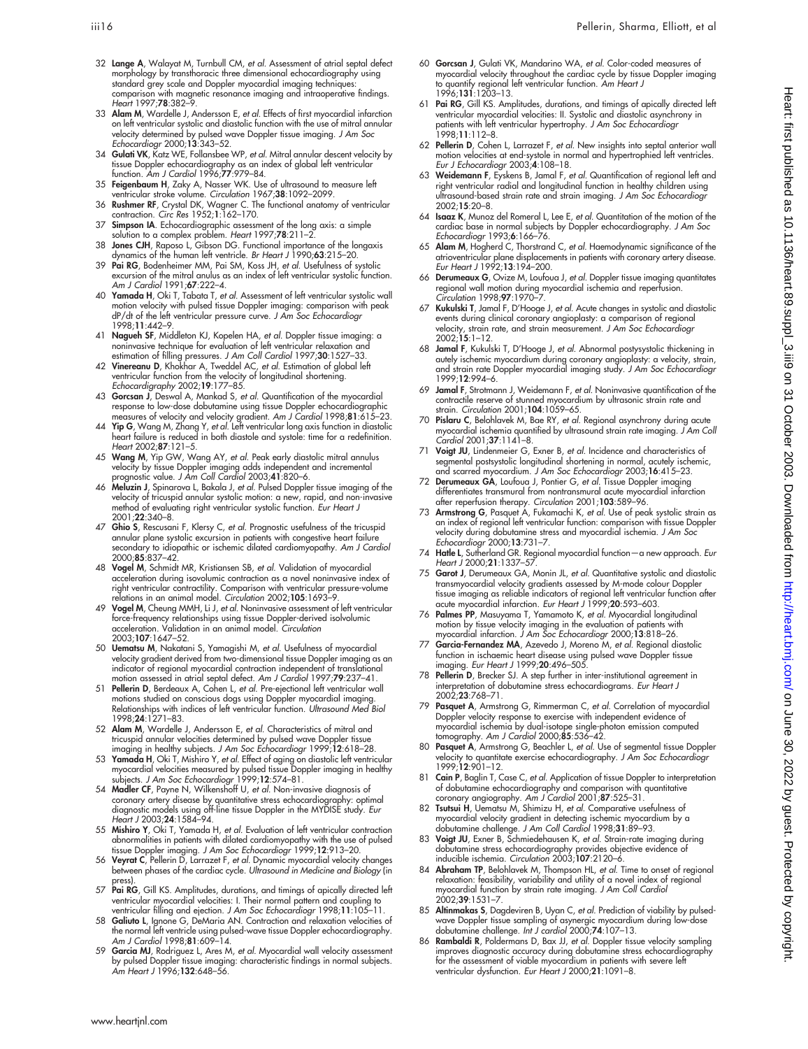32 **Lange A**, Walayat M, Turnbull CM, *et al*. Assessment of atrial septal defect morphology by transthoracic three dimensional echocardiography using standard grey scale and Doppler myocardial imaging techniques: comparison with magnetic resonance imaging and intraoperative findings. *Heart* 1997;**78**:382–9.

33 **Alam M**, Wardelle J, Andersson E, *et al*. Effects of first myocardial infarction on left ventricular systolic and diastolic function with the use of mitral annular velocity determined by pulsed wave Doppler tissue imaging. *J Am Soc Echocardiogr* 2000;**13**:343–52.

34 **Gulati VK**, Katz WE, Follansbee WP, *et al*. Mitral annular descent velocity by tissue Doppler echocardiography as an index of global left ventricular function. *Am J Cardiol* 1996;**77**:979–84.

35 **Feigenbaum H**, Zaky A, Nasser WK. Use of ultrasound to measure left ventricular stroke volume. *Circulation* 1967;**38**:1092–2099.

36 **Rushmer RF**, Crystal DK, Wagner C. The functional anatomy of ventricular contraction. *Circ Res* 1952;**1**:162–170.

37 **Simpson IA**. Echocardiographic assessment of the long axis: a simple solution to a complex problem. *Heart* 1997;**78**:211–2.

38 **Jones CJH**, Raposo L, Gibson DG. Functional importance of the longaxis dynamics of the human left ventricle. *Br Heart J* 1990;**63**:215–20.

39 **Pai RG**, Bodenheimer MM, Pai SM, Koss JH, *et al*. Usefulness of systolic excursion of the mitral anulus as an index of left ventricular systolic function. *Am J Cardiol* 1991;**67**:222–4.

40 **Yamada H**, Oki T, Tabata T, *et al*. Assessment of left ventricular systolic wall motion velocity with pulsed tissue Doppler imaging: comparison with peak dP/dt of the left ventricular pressure curve. *J Am Soc Echocardiogr* 1998;**11**:442–9.

41 **Nagueh SF**, Middleton KJ, Kopelen HA, *et al*. Doppler tissue imaging: a noninvasive technique for evaluation of left ventricular relaxation and estimation of filling pressures. *J Am Coll Cardiol* 1997;**30**:1527–33.

42 **Vinereanu D**, Khokhar A, Tweddel AC, *et al*. Estimation of global left ventricular function from the velocity of longitudinal shortening. *Echocardigraphy* 2002;**19**:177–85.

43 **Gorcsan J**, Deswal A, Mankad S, *et al*. Quantification of the myocardial response to low-dose dobutamine using tissue Doppler echocardiographic measures of velocity and velocity gradient. *Am J Cardiol* 1998;**81**:615–23.

44 **Yip G**, Wang M, Zhang Y, *et al*. Left ventricular long axis function in diastolic heart failure is reduced in both diastole and systole: time for a redefinition. *Heart* 2002;**87**:121–5.

45 **Wang M**, Yip GW, Wang AY, *et al*. Peak early diastolic mitral annulus velocity by tissue Doppler imaging adds independent and incremental prognostic value. *J Am Coll Cardiol* 2003;**41**:820–6.

46 **Meluzin J**, Spinarova L, Bakala J, *et al*. Pulsed Doppler tissue imaging of the velocity of tricuspid annular systolic motion: a new, rapid, and non-invasive method of evaluating right ventricular systolic function. *Eur Heart J* 2001;**22**:340–8.

47 **Ghio S**, Rescusani F, Klersy C, *et al*. Prognostic usefulness of the tricuspid annular plane systolic excursion in patients with congestive heart failure secondary to idiopathic or ischemic dilated cardiomyopathy. *Am J Cardiol* 2000;**85**:837–42.

48 **Vogel M**, Schmidt MR, Kristiansen SB, *et al*. Validation of myocardial acceleration during isovolumic contraction as a novel noninvasive index of right ventricular contractility. Comparison with ventricular pressure-volume relations in an animal model. *Circulation* 2002;**105**:1693–9.

49 **Vogel M**, Cheung MMH, Li J, *et al*. Noninvasive assessment of left ventricular force-frequency relationships using tissue Doppler-derived isovolumic acceleration. Validation in an animal model. *Circulation* 2003;**107**:1647–52.

50 **Uematsu M**, Nakatani S, Yamagishi M, *et al*. Usefulness of myocardial velocity gradient derived from two-dimensional tissue Doppler imaging as an indicator of regional myocardial contraction independent of translational motion assessed in atrial septal defect. *Am J Cardiol* 1997;**79**:237–41.

51 **Pellerin D**, Berdeaux A, Cohen L, *et al*. Pre-ejectional left ventricular wall motions studied on conscious dogs using Doppler myocardial imaging. Relationships with indices of left ventricular function. *Ultrasound Med Biol* 1998;**24**:1271–83.

52 **Alam M**, Wardelle J, Andersson E, *et al*. Characteristics of mitral and tricuspid annular velocities determined by pulsed wave Doppler tissue imaging in healthy subjects. *J Am Soc Echocardiogr* 1999;**12**:618–28.

53 **Yamada H**, Oki T, Mishiro Y, *et al*. Effect of aging on diastolic left ventricular myocardial velocities measured by pulsed tissue Doppler imaging in healthy subjects. *J Am Soc Echocardiogr* 1999;**12**:574–81.

54 **Madler CF**, Payne N, Wilkenshoff U, *et al*. Non-invasive diagnosis of coronary artery disease by quantitative stress echocardiography: optimal diagnostic models using off-line tissue Doppler in the MYDISE study. *Eur Heart J* 2003;**24**:1584–94.

55 **Mishiro Y**, Oki T, Yamada H, *et al*. Evaluation of left ventricular contraction abnormalities in patients with dilated cardiomyopathy with the use of pulsed tissue Doppler imaging. *J Am Soc Echocardiogr* 1999;**12**:913–20.

56 **Veyrat C**, Pellerin D, Larrazet F, *et al*. Dynamic myocardial velocity changes between phases of the cardiac cycle. *Ultrasound in Medicine and Biology* (in press).

57 **Pai RG**, Gill KS. Amplitudes, durations, and timings of apically directed left ventricular myocardial velocities: I. Their normal pattern and coupling to ventricular filling and ejection. *J Am Soc Echocardiogr* 1998;**11**:105–11.

58 **Galiuto L**, Ignone G, DeMaria AN. Contraction and relaxation velocities of the normal left ventricle using pulsed-wave tissue Doppler echocardiography. *Am J Cardiol* 1998;**81**:609–14.

59 **Garcia MJ**, Rodriguez L, Ares M, *et al*. Myocardial wall velocity assessment by pulsed Doppler tissue imaging: characteristic findings in normal subjects. *Am Heart J* 1996;**132**:648–56.

60 **Gorcsan J**, Gulati VK, Mandarino WA, *et al*. Color-coded measures of myocardial velocity throughout the cardiac cycle by tissue Doppler imaging to quantify regional left ventricular function. *Am Heart J* 1996;**131**:1203–13.

61 **Pai RG**, Gill KS. Amplitudes, durations, and timings of apically directed left ventricular myocardial velocities: II. Systolic and diastolic asynchrony in patients with left ventricular hypertrophy. *J Am Soc Echocardiogr* 1998;**11**:112–8.

62 **Pellerin D**, Cohen L, Larrazet F, *et al*. New insights into septal anterior wall motion velocities at end-systole in normal and hypertrophied left ventricles. *Eur J Echocardiogr* 2003;**4**:108–18.

63 **Weidemann F**, Eyskens B, Jamal F, *et al*. Quantification of regional left and right ventricular radial and longitudinal function in healthy children using ultrasound-based strain rate and strain imaging. *J Am Soc Echocardiogr* 2002;**15**:20–8.

64 **Isaaz K**, Munoz del Romeral L, Lee E, *et al*. Quantitation of the motion of the cardiac base in normal subjects by Doppler echocardiography. *J Am Soc Echocardiogr* 1993;**6**:166–76.

65 **Alam M**, Hogherd C, Thorstrand C, *et al*. Haemodynamic significance of the atrioventricular plane displacements in patients with coronary artery disease. *Eur Heart J* 1992;**13**:194–200.

66 **Derumeaux G**, Ovize M, Loufoua J, *et al*. Doppler tissue imaging quantitates regional wall motion during myocardial ischemia and reperfusion. *Circulation* 1998;**97**:1970–7.

67 **Kukulski T**, Jamal F, D'Hooge J, *et al*. Acute changes in systolic and diastolic events during clinical coronary angioplasty: a comparison of regional velocity, strain rate, and strain measurement. *J Am Soc Echocardiogr* 2002;**15**:1–12.

68 **Jamal F**, Kukulski T, D'Hooge J, *et al*. Abnormal postysystolic thickening in autely ischemic myocardium during coronary angioplasty: a velocity, strain, and strain rate Doppler myocardial imaging study. *J Am Soc Echocardiogr* 1999;**12**:994–6.

69 **Jamal F**, Strotmann J, Weidemann F, *et al*. Noninvasive quantification of the contractile reserve of stunned myocardium by ultrasonic strain rate and strain. *Circulation* 2001;**104**:1059–65.

70 **Pislaru C**, Belohlavek M, Bae RY, *et al*. Regional asynchrony during acute myocardial ischemia quantified by ultrasound strain rate imaging. *J Am Coll Cardiol* 2001;**37**:1141–8.

71 **Voigt JU**, Lindenmeier G, Exner B, *et al*. Incidence and characteristics of segmental postsystolic longitudinal shortening in normal, acutely ischemic, and scarred myocardium. *J Am Soc Echocardiogr* 2003;**16**:415–23.

72 **Derumeaux GA**, Loufoua J, Pontier G, *et al*. Tissue Doppler imaging differentiates transmural from nontransmural acute myocardial infarction after reperfusion therapy. *Circulation* 2001;**103**:589–96.

73 **Armstrong G**, Pasquet A, Fukamachi K, *et al*. Use of peak systolic strain as an index of regional left ventricular function: comparison with tissue Doppler velocity during dobutamine stress and myocardial ischemia. *J Am Soc Echocardiogr* 2000;**13**:731–7.

74 **Hatle L**, Sutherland GR. Regional myocardial function—a new approach. *Eur Heart J* 2000;**21**:1337–57.

75 **Garot J**, Derumeaux GA, Monin JL, *et al*. Quantitative systolic and diastolic transmyocardial velocity gradients assessed by M-mode colour Doppler tissue imaging as reliable indicators of regional left ventricular function after acute myocardial infarction. *Eur Heart J* 1999;**20**:593–603.

76 **Palmes PP**, Masuyama T, Yamamoto K, *et al*. Myocardial longitudinal motion by tissue velocity imaging in the evaluation of patients with myocardial infarction. *J Am Soc Echocardiogr* 2000;**13**:818–26.

77 **Garcia-Fernandez MA**, Azevedo J, Moreno M, *et al*. Regional diastolic function in ischaemic heart disease using pulsed wave Doppler tissue imaging. *Eur Heart J* 1999;**20**:496–505.

78 **Pellerin D**, Brecker SJ. A step further in inter-institutional agreement in interpretation of dobutamine stress echocardiograms. *Eur Heart J* 2002;**23**:768–71.

79 **Pasquet A**, Armstrong G, Rimmerman C, *et al*. Correlation of myocardial Doppler velocity response to exercise with independent evidence of myocardial ischemia by dual-isotope single-photon emission computed tomography. *Am J Cardiol* 2000;**85**:536–42.

80 **Pasquet A**, Armstrong G, Beachler L, *et al*. Use of segmental tissue Doppler velocity to quantitate exercise echocardiography. *J Am Soc Echocardiogr* 1999;**12**:901–12.

81 **Cain P**, Baglin T, Case C, *et al*. Application of tissue Doppler to interpretation of dobutamine echocardiography and comparison with quantitative coronary angiography. *Am J Cardiol* 2001;**87**:525–31.

82 **Tsutsui H**, Uematsu M, Shimizu H, *et al*. Comparative usefulness of myocardial velocity gradient in detecting ischemic myocardium by a dobutamine challenge. *J Am Coll Cardiol* 1998;**31**:89–93.

83 **Voigt JU**, Exner B, Schmiedehausen K, *et al*. Strain-rate imaging during dobutamine stress echocardiography provides objective evidence of inducible ischemia. *Circulation* 2003;**107**:2120–6.

84 **Abraham TP**, Belohlavek M, Thompson HL, *et al*. Time to onset of regional relaxation: feasibility, variability and utility of a novel index of regional myocardial function by strain rate imaging. *J Am Coll Cardiol* 2002;**39**:1531–7.

85 **Altinmakas S**, Dagdeviren B, Uyan C, *et al*. Prediction of viability by pulsed-wave Doppler tissue sampling of asynergic myocardium during low-dose dobutamine challenge. *Int J cardiol* 2000;**74**:107–13.

86 **Rambaldi R**, Poldermans D, Bax JJ, *et al*. Doppler tissue velocity sampling improves diagnostic accuracy during dobutamine stress echocardiography for the assessment of viable myocardium in patients with severe left ventricular dysfunction. *Eur Heart J* 2000;**21**:1091–8.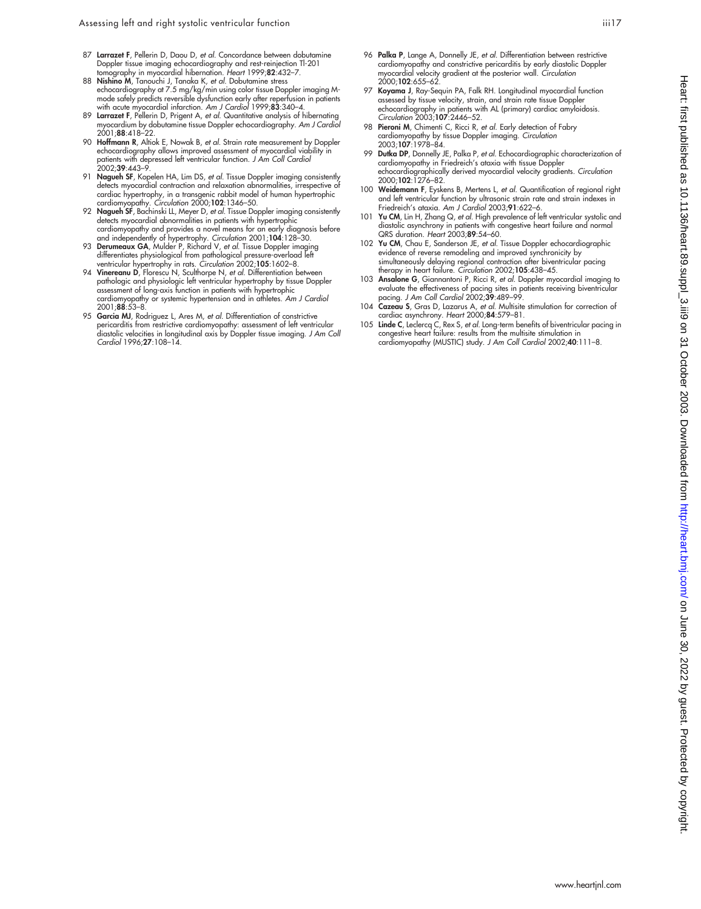87 **Larrazet F**, Pellerin D, Daou D, *et al*. Concordance between dobutamine Doppler tissue imaging echocardiography and rest-reinjection Tl-201 tomography in myocardial hibernation. *Heart* 1999;**82**:432–7.

88 **Nishino M**, Tanouchi J, Tanaka K, *et al*. Dobutamine stress echocardiography at 7.5 mg/kg/min using color tissue Doppler imaging M-mode safely predicts reversible dysfunction early after reperfusion in patients with acute myocardial infarction. *Am J Cardiol* 1999;**83**:340–4.

89 **Larrazet F**, Pellerin D, Prigent A, *et al*. Quantitative analysis of hibernating myocardium by dobutamine tissue Doppler echocardiography. *Am J Cardiol* 2001;**88**:418–22.

90 **Hoffmann R**, Altiok E, Nowak B, *et al*. Strain rate measurement by Doppler echocardiography allows improved assessment of myocardial viability in patients with depressed left ventricular function. *J Am Coll Cardiol* 2002;**39**:443–9.

91 **Nagueh SF**, Kopelen HA, Lim DS, *et al*. Tissue Doppler imaging consistently detects myocardial contraction and relaxation abnormalities, irrespective of cardiac hypertrophy, in a transgenic rabbit model of human hypertrophic cardiomyopathy. *Circulation* 2000;**102**:1346–50.

92 **Nagueh SF**, Bachinski LL, Meyer D, *et al*. Tissue Doppler imaging consistently detects myocardial abnormalities in patients with hypertrophic cardiomyopathy and provides a novel means for an early diagnosis before and independently of hypertrophy. *Circulation* 2001;**104**:128–30.

93 **Derumeaux GA**, Mulder P, Richard V, *et al*. Tissue Doppler imaging differentiates physiological from pathological pressure-overload left ventricular hypertrophy in rats. *Circulation* 2002;**105**:1602–8.

94 **Vinereanu D**, Florescu N, Sculthorpe N, *et al*. Differentiation between pathologic and physiologic left ventricular hypertrophy by tissue Doppler assessment of long-axis function in patients with hypertrophic cardiomyopathy or systemic hypertension and in athletes. *Am J Cardiol* 2001;**88**:53–8.

95 **Garcia MJ**, Rodriguez L, Ares M, *et al*. Differentiation of constrictive pericarditis from restrictive cardiomyopathy: assessment of left ventricular diastolic velocities in longitudinal axis by Doppler tissue imaging. *J Am Coll Cardiol* 1996;**27**:108–14.

96 **Palka P**, Lange A, Donnelly JE, *et al*. Differentiation between restrictive cardiomyopathy and constrictive pericarditis by early diastolic Doppler myocardial velocity gradient at the posterior wall. *Circulation* 2000;**102**:655–62.

97 **Koyama J**, Ray-Sequin PA, Falk RH. Longitudinal myocardial function assessed by tissue velocity, strain, and strain rate tissue Doppler echocardiography in patients with AL (primary) cardiac amyloidosis. *Circulation* 2003;**107**:2446–52.

98 **Pieroni M**, Chimenti C, Ricci R, *et al*. Early detection of Fabry cardiomyopathy by tissue Doppler imaging. *Circulation* 2003;**107**:1978–84.

99 **Dutka DP**, Donnelly JE, Palka P, *et al*. Echocardiographic characterization of cardiomyopathy in Friedreich's ataxia with tissue Doppler echocardiographically derived myocardial velocity gradients. *Circulation* 2000;**102**:1276–82.

100 **Weidemann F**, Eyskens B, Mertens L, *et al*. Quantification of regional right and left ventricular function by ultrasonic strain rate and strain indexes in Friedreich's ataxia. *Am J Cardiol* 2003;**91**:622–6.

101 **Yu CM**, Lin H, Zhang Q, *et al*. High prevalence of left ventricular systolic and diastolic asynchrony in patients with congestive heart failure and normal QRS duration. *Heart* 2003;**89**:54–60.

102 **Yu CM**, Chau E, Sanderson JE, *et al*. Tissue Doppler echocardiographic evidence of reverse remodeling and improved synchronicity by simultaneously delaying regional contraction after biventricular pacing therapy in heart failure. *Circulation* 2002;**105**:438–45.

103 **Ansalone G**, Giannantoni P, Ricci R, *et al*. Doppler myocardial imaging to evaluate the effectiveness of pacing sites in patients receiving biventricular pacing. *J Am Coll Cardiol* 2002;**39**:489–99.

104 **Cazeau S**, Gras D, Lazarus A, *et al*. Multisite stimulation for correction of cardiac asynchrony. *Heart* 2000;**84**:579–81.

105 **Linde C**, Leclercq C, Rex S, *et al*. Long-term benefits of biventricular pacing in congestive heart failure: results from the multisite stimulation in cardiomyopathy (MUSTIC) study. *J Am Coll Cardiol* 2002;**40**:111–8.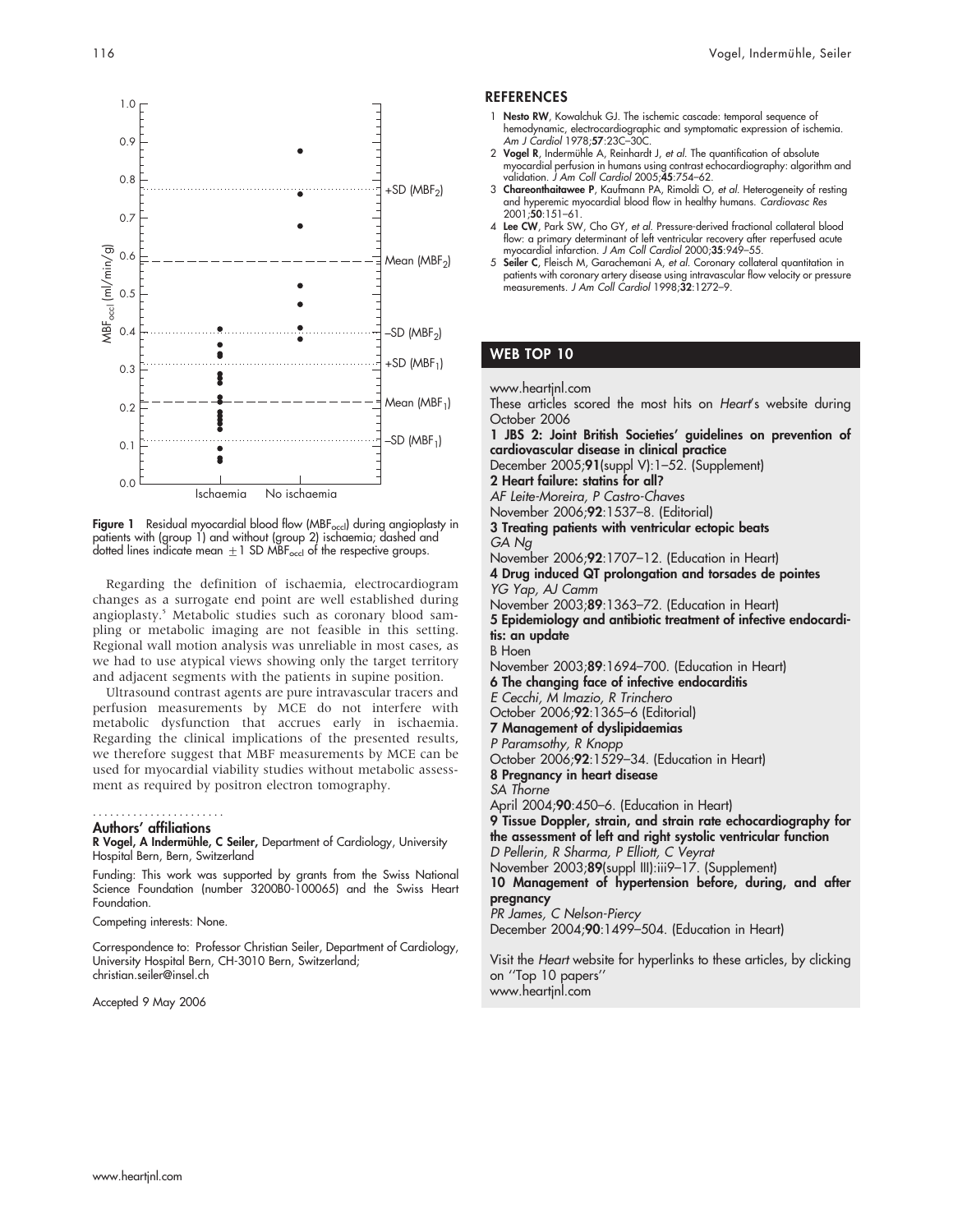1.0
0.9
0.8
0.7
0.6
0.5
0.4
0.3
0.2
0.1
0.0

$MBF_{occl}$ (ml/min/g)

+SD ($MBF_2$)
Mean ($MBF_2$)
–SD ($MBF_2$)
+SD ($MBF_1$)
Mean ($MBF_1$)
–SD ($MBF_1$)

Ischaemia
No ischaemia

**Figure 1** Residual myocardial blood flow ($MBF_{occl}$) during angioplasty in patients with (group 1) and without (group 2) ischaemia; dashed and dotted lines indicate mean $\pm 1$ SD $MBF_{occl}$ of the respective groups.

Regarding the definition of ischaemia, electrocardiogram changes as a surrogate end point are well established during angioplasty.[5] Metabolic studies such as coronary blood sampling or metabolic imaging are not feasible in this setting. Regional wall motion analysis was unreliable in most cases, as we had to use atypical views showing only the target territory and adjacent segments with the patients in supine position.

Ultrasound contrast agents are pure intravascular tracers and perfusion measurements by MCE do not interfere with metabolic dysfunction that accrues early in ischaemia. Regarding the clinical implications of the presented results, we therefore suggest that MBF measurements by MCE can be used for myocardial viability studies without metabolic assessment as required by positron electron tomography.

### Authors' affiliations

**R Vogel, A Indermühle, C Seiler,** Department of Cardiology, University Hospital Bern, Bern, Switzerland

Funding: This work was supported by grants from the Swiss National Science Foundation (number 3200B0-100065) and the Swiss Heart Foundation.

Competing interests: None.

Correspondence to: Professor Christian Seiler, Department of Cardiology, University Hospital Bern, CH-3010 Bern, Switzerland; christian.seiler@insel.ch

Accepted 9 May 2006

## REFERENCES

1. **Nesto RW**, Kowalchuk GJ. The ischemic cascade: temporal sequence of hemodynamic, electrocardiographic and symptomatic expression of ischemia. *Am J Cardiol* 1978;**57**:23C–30C.
2. **Vogel R**, Indermühle A, Reinhardt J, *et al*. The quantification of absolute myocardial perfusion in humans using contrast echocardiography: algorithm and validation. *J Am Coll Cardiol* 2005;**45**:754–62.
3. **Chareonthaitawee P**, Kaufmann PA, Rimoldi O, *et al*. Heterogeneity of resting and hyperemic myocardial blood flow in healthy humans. *Cardiovasc Res* 2001;**50**:151–61.
4. **Lee CW**, Park SW, Cho GY, *et al*. Pressure-derived fractional collateral blood flow: a primary determinant of left ventricular recovery after reperfused acute myocardial infarction. *J Am Coll Cardiol* 2000;**35**:949–55.
5. **Seiler C**, Fleisch M, Garachemani A, *et al*. Coronary collateral quantitation in patients with coronary artery disease using intravascular flow velocity or pressure measurements. *J Am Coll Cardiol* 1998;**32**:1272–9.

## WEB TOP 10

www.heartjnl.com

These articles scored the most hits on *Heart*'s website during October 2006

**1 JBS 2: Joint British Societies' guidelines on prevention of cardiovascular disease in clinical practice**
December 2005;**91**(suppl V):1–52. (Supplement)

**2 Heart failure: statins for all?**
*AF Leite-Moreira, P Castro-Chaves*
November 2006;**92**:1537–8. (Editorial)

**3 Treating patients with ventricular ectopic beats**
*GA Ng*
November 2006;**92**:1707–12. (Education in Heart)

**4 Drug induced QT prolongation and torsades de pointes**
*YG Yap, AJ Camm*
November 2003;**89**:1363–72. (Education in Heart)

**5 Epidemiology and antibiotic treatment of infective endocarditis: an update**
B Hoen
November 2003;**89**:1694–700. (Education in Heart)

**6 The changing face of infective endocarditis**
*E Cecchi, M Imazio, R Trinchero*
October 2006;**92**:1365–6 (Editorial)

**7 Management of dyslipidaemias**
*P Paramsothy, R Knopp*
October 2006;**92**:1529–34. (Education in Heart)

**8 Pregnancy in heart disease**
*SA Thorne*
April 2004;**90**:450–6. (Education in Heart)

**9 Tissue Doppler, strain, and strain rate echocardiography for the assessment of left and right systolic ventricular function**
*D Pellerin, R Sharma, P Elliott, C Veyrat*
November 2003;**89**(suppl III):iii9–17. (Supplement)

**10 Management of hypertension before, during, and after pregnancy**
*PR James, C Nelson-Piercy*
December 2004;**90**:1499–504. (Education in Heart)

Visit the *Heart* website for hyperlinks to these articles, by clicking on ''Top 10 papers''
www.heartjnl.com